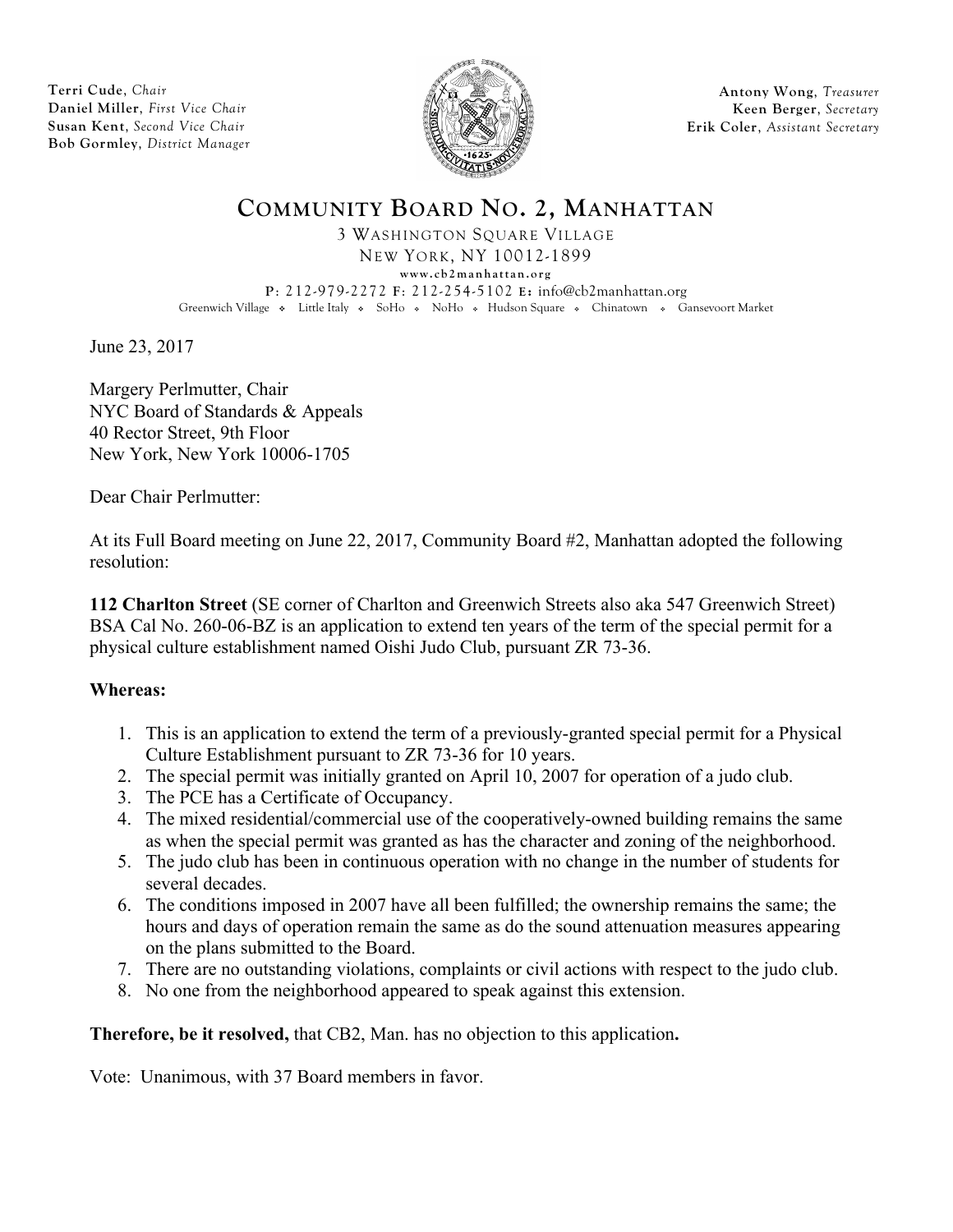**Terri Cude**, *Chair*
**Daniel Miller**, *First Vice Chair*
**Susan Kent**, *Second Vice Chair*
**Bob Gormley**, *District Manager*

**Antony Wong**, *Treasurer*
**Keen Berger**, *Secretary*
**Erik Coler**, *Assistant Secretary*

# COMMUNITY BOARD NO. 2, MANHATTAN

3 WASHINGTON SQUARE VILLAGE
NEW YORK, NY 10012-1899
www.cb2manhattan.org
P: 212-979-2272 F: 212-254-5102 E: info@cb2manhattan.org
Greenwich Village ❖ Little Italy ❖ SoHo ❖ NoHo ❖ Hudson Square ❖ Chinatown ❖ Gansevoort Market

June 23, 2017

Margery Perlmutter, Chair
NYC Board of Standards & Appeals
40 Rector Street, 9th Floor
New York, New York 10006-1705

Dear Chair Perlmutter:

At its Full Board meeting on June 22, 2017, Community Board #2, Manhattan adopted the following resolution:

**112 Charlton Street** (SE corner of Charlton and Greenwich Streets also aka 547 Greenwich Street) BSA Cal No. 260-06-BZ is an application to extend ten years of the term of the special permit for a physical culture establishment named Oishi Judo Club, pursuant ZR 73-36.

**Whereas:**

1. This is an application to extend the term of a previously-granted special permit for a Physical Culture Establishment pursuant to ZR 73-36 for 10 years.
2. The special permit was initially granted on April 10, 2007 for operation of a judo club.
3. The PCE has a Certificate of Occupancy.
4. The mixed residential/commercial use of the cooperatively-owned building remains the same as when the special permit was granted as has the character and zoning of the neighborhood.
5. The judo club has been in continuous operation with no change in the number of students for several decades.
6. The conditions imposed in 2007 have all been fulfilled; the ownership remains the same; the hours and days of operation remain the same as do the sound attenuation measures appearing on the plans submitted to the Board.
7. There are no outstanding violations, complaints or civil actions with respect to the judo club.
8. No one from the neighborhood appeared to speak against this extension.

**Therefore, be it resolved,** that CB2, Man. has no objection to this application**.**

Vote: Unanimous, with 37 Board members in favor.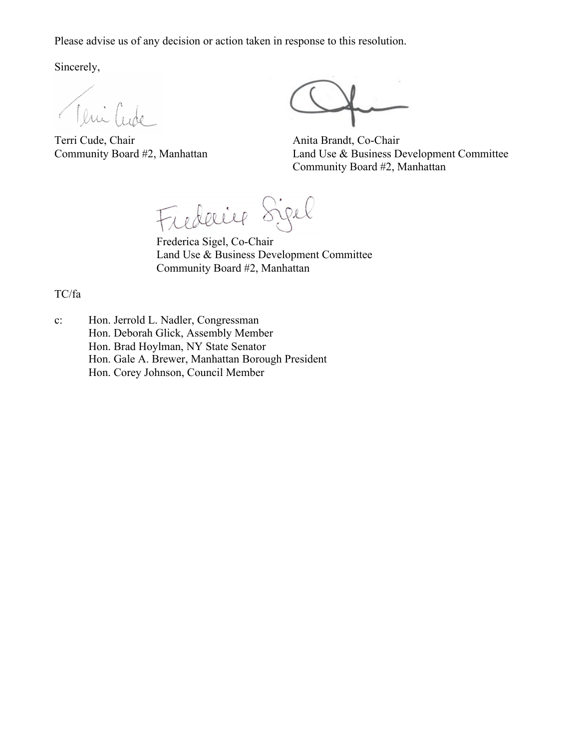Please advise us of any decision or action taken in response to this resolution.

Sincerely,

Terri Cude, Chair
Community Board #2, Manhattan

Anita Brandt, Co-Chair
Land Use & Business Development Committee
Community Board #2, Manhattan

Frederica Sigel, Co-Chair
Land Use & Business Development Committee
Community Board #2, Manhattan

TC/fa

c: Hon. Jerrold L. Nadler, Congressman
Hon. Deborah Glick, Assembly Member
Hon. Brad Hoylman, NY State Senator
Hon. Gale A. Brewer, Manhattan Borough President
Hon. Corey Johnson, Council Member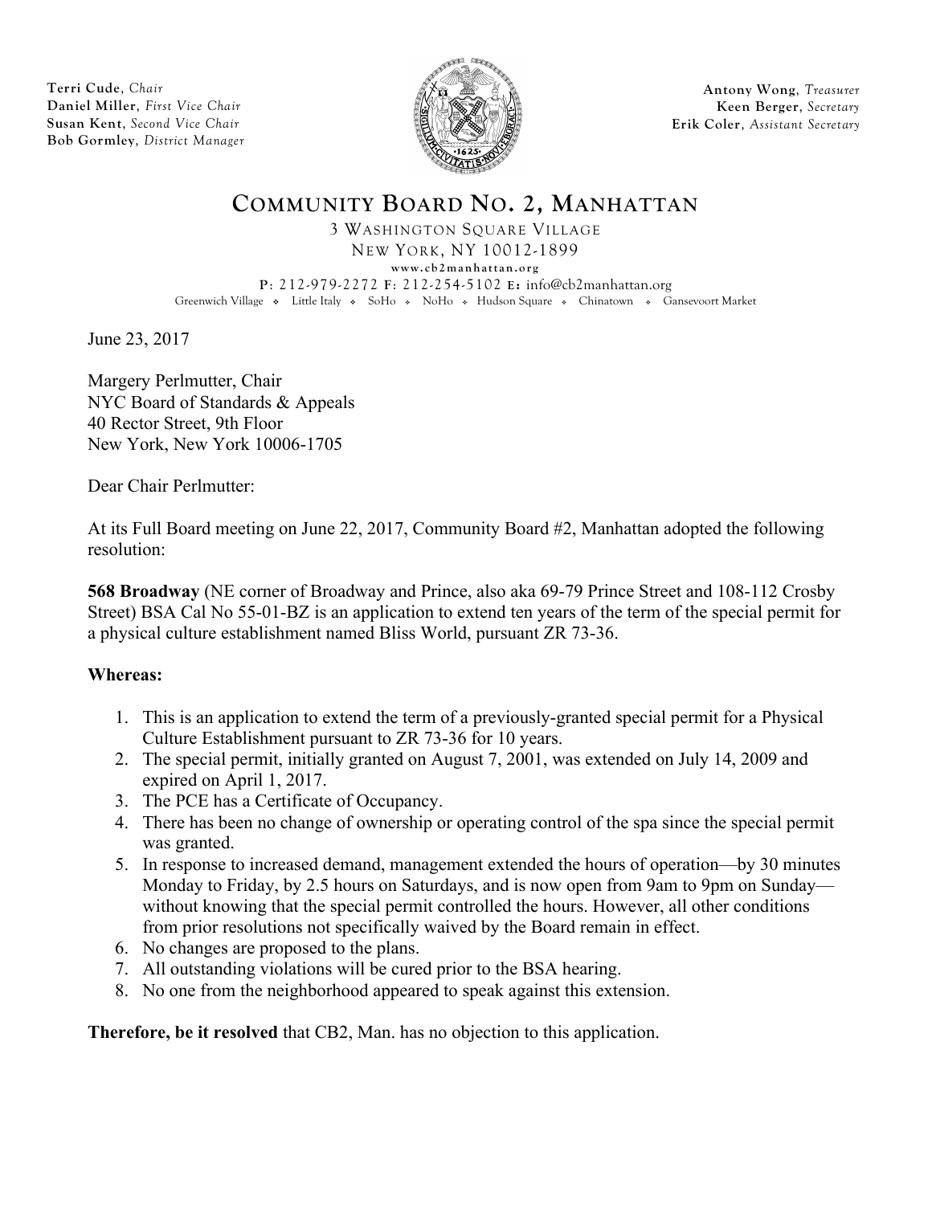**Terri Cude**, *Chair*
**Daniel Miller**, *First Vice Chair*
**Susan Kent**, *Second Vice Chair*
**Bob Gormley**, *District Manager*

**Antony Wong**, *Treasurer*
**Keen Berger**, *Secretary*
**Erik Coler**, *Assistant Secretary*

# COMMUNITY BOARD NO. 2, MANHATTAN

3 WASHINGTON SQUARE VILLAGE
NEW YORK, NY 10012-1899
www.cb2manhattan.org
P: 212-979-2272 F: 212-254-5102 E: info@cb2manhattan.org
Greenwich Village ❖ Little Italy ❖ SoHo ❖ NoHo ❖ Hudson Square ❖ Chinatown ❖ Gansevoort Market

June 23, 2017

Margery Perlmutter, Chair
NYC Board of Standards & Appeals
40 Rector Street, 9th Floor
New York, New York 10006-1705

Dear Chair Perlmutter:

At its Full Board meeting on June 22, 2017, Community Board #2, Manhattan adopted the following resolution:

**568 Broadway** (NE corner of Broadway and Prince, also aka 69-79 Prince Street and 108-112 Crosby Street) BSA Cal No 55-01-BZ is an application to extend ten years of the term of the special permit for a physical culture establishment named Bliss World, pursuant ZR 73-36.

**Whereas:**

1. This is an application to extend the term of a previously-granted special permit for a Physical Culture Establishment pursuant to ZR 73-36 for 10 years.
2. The special permit, initially granted on August 7, 2001, was extended on July 14, 2009 and expired on April 1, 2017.
3. The PCE has a Certificate of Occupancy.
4. There has been no change of ownership or operating control of the spa since the special permit was granted.
5. In response to increased demand, management extended the hours of operation—by 30 minutes Monday to Friday, by 2.5 hours on Saturdays, and is now open from 9am to 9pm on Sunday—without knowing that the special permit controlled the hours. However, all other conditions from prior resolutions not specifically waived by the Board remain in effect.
6. No changes are proposed to the plans.
7. All outstanding violations will be cured prior to the BSA hearing.
8. No one from the neighborhood appeared to speak against this extension.

**Therefore, be it resolved** that CB2, Man. has no objection to this application.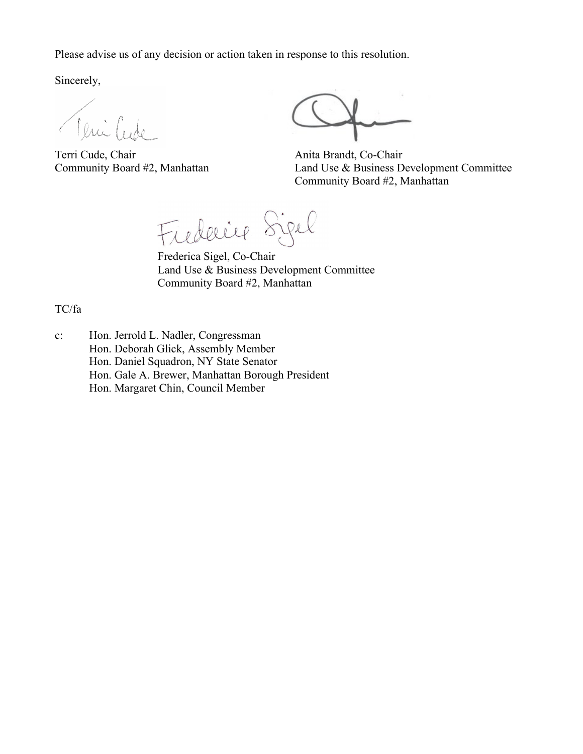Please advise us of any decision or action taken in response to this resolution.

Sincerely,

Terri Cude, Chair
Community Board #2, Manhattan

Anita Brandt, Co-Chair
Land Use & Business Development Committee
Community Board #2, Manhattan

Frederica Sigel, Co-Chair
Land Use & Business Development Committee
Community Board #2, Manhattan

TC/fa

c: Hon. Jerrold L. Nadler, Congressman
Hon. Deborah Glick, Assembly Member
Hon. Daniel Squadron, NY State Senator
Hon. Gale A. Brewer, Manhattan Borough President
Hon. Margaret Chin, Council Member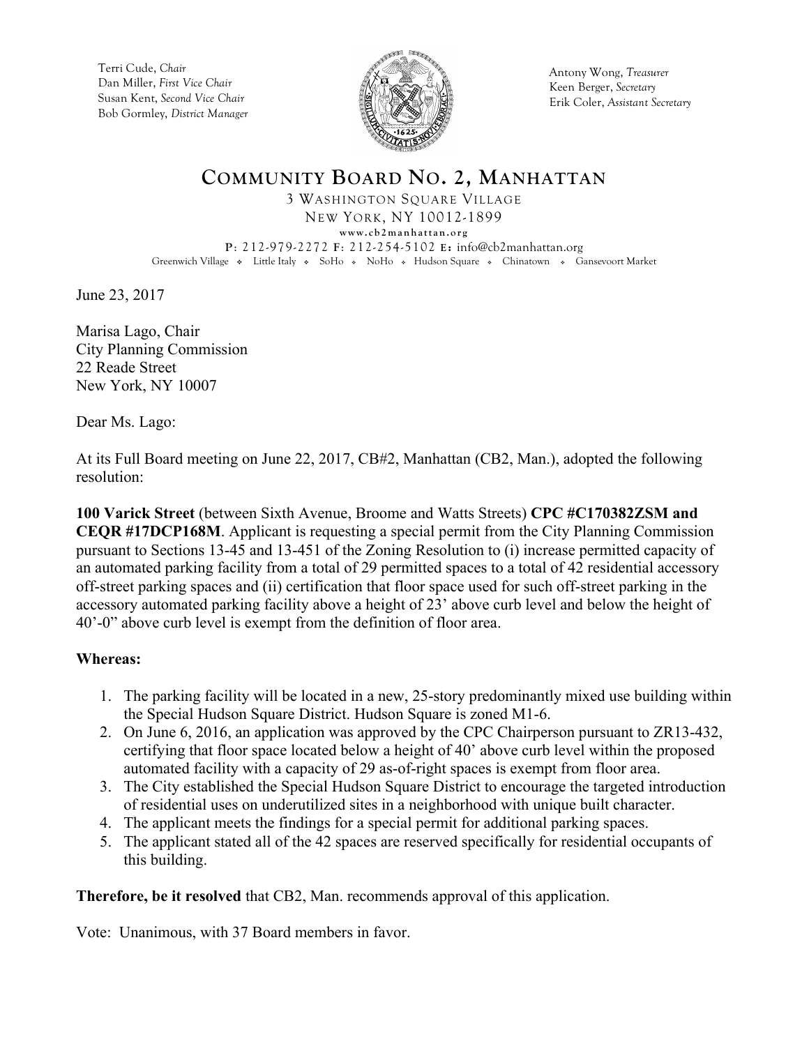Terri Cude, *Chair*
Dan Miller, *First Vice Chair*
Susan Kent, *Second Vice Chair*
Bob Gormley, *District Manager*

Antony Wong, *Treasurer*
Keen Berger, *Secretary*
Erik Coler, *Assistant Secretary*

# COMMUNITY BOARD NO. 2, MANHATTAN

3 WASHINGTON SQUARE VILLAGE
NEW YORK, NY 10012-1899
www.cb2manhattan.org
P: 212-979-2272 F: 212-254-5102 E: info@cb2manhattan.org
Greenwich Village ❖ Little Italy ❖ SoHo ❖ NoHo ❖ Hudson Square ❖ Chinatown ❖ Gansevoort Market

June 23, 2017

Marisa Lago, Chair
City Planning Commission
22 Reade Street
New York, NY 10007

Dear Ms. Lago:

At its Full Board meeting on June 22, 2017, CB#2, Manhattan (CB2, Man.), adopted the following resolution:

**100 Varick Street** (between Sixth Avenue, Broome and Watts Streets) **CPC #C170382ZSM and CEQR #17DCP168M**. Applicant is requesting a special permit from the City Planning Commission pursuant to Sections 13-45 and 13-451 of the Zoning Resolution to (i) increase permitted capacity of an automated parking facility from a total of 29 permitted spaces to a total of 42 residential accessory off-street parking spaces and (ii) certification that floor space used for such off-street parking in the accessory automated parking facility above a height of 23' above curb level and below the height of 40'-0" above curb level is exempt from the definition of floor area.

**Whereas:**

1. The parking facility will be located in a new, 25-story predominantly mixed use building within the Special Hudson Square District. Hudson Square is zoned M1-6.
2. On June 6, 2016, an application was approved by the CPC Chairperson pursuant to ZR13-432, certifying that floor space located below a height of 40' above curb level within the proposed automated facility with a capacity of 29 as-of-right spaces is exempt from floor area.
3. The City established the Special Hudson Square District to encourage the targeted introduction of residential uses on underutilized sites in a neighborhood with unique built character.
4. The applicant meets the findings for a special permit for additional parking spaces.
5. The applicant stated all of the 42 spaces are reserved specifically for residential occupants of this building.

**Therefore, be it resolved** that CB2, Man. recommends approval of this application.

Vote: Unanimous, with 37 Board members in favor.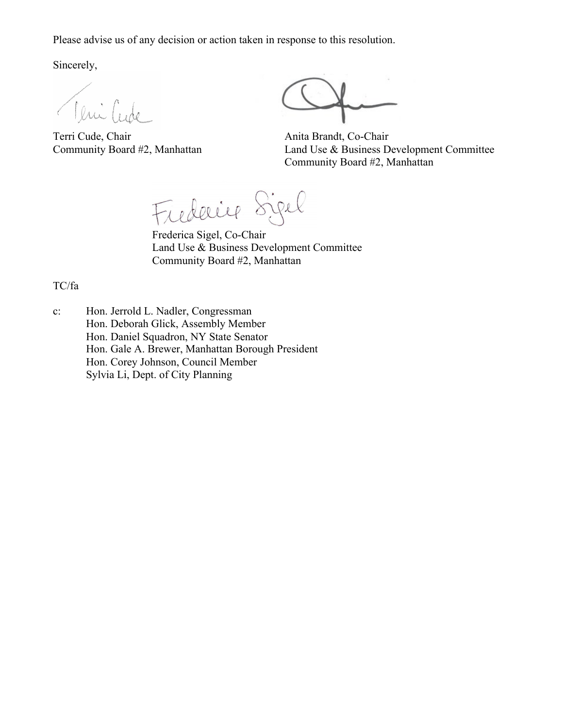Please advise us of any decision or action taken in response to this resolution.

Sincerely,

Terri Cude, Chair
Community Board #2, Manhattan

Anita Brandt, Co-Chair
Land Use & Business Development Committee
Community Board #2, Manhattan

Frederica Sigel, Co-Chair
Land Use & Business Development Committee
Community Board #2, Manhattan

TC/fa

c: Hon. Jerrold L. Nadler, Congressman
Hon. Deborah Glick, Assembly Member
Hon. Daniel Squadron, NY State Senator
Hon. Gale A. Brewer, Manhattan Borough President
Hon. Corey Johnson, Council Member
Sylvia Li, Dept. of City Planning